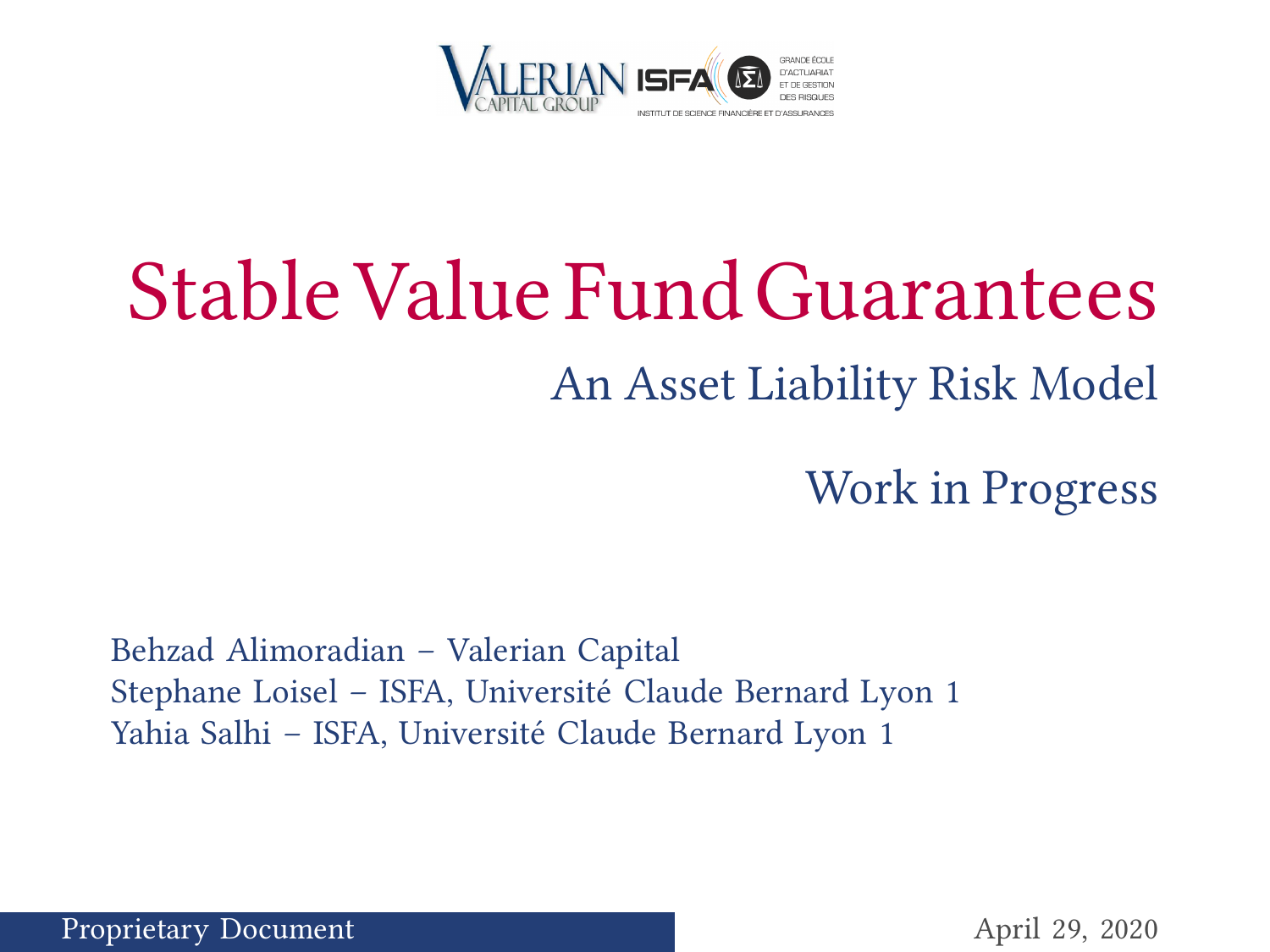# Stable Value Fund Guarantees

## An Asset Liability Risk Model

Work in Progress

Behzad Alimoradian – Valerian Capital
Stephane Loisel – ISFA, Université Claude Bernard Lyon 1
Yahia Salhi – ISFA, Université Claude Bernard Lyon 1

Proprietary Document

April 29, 2020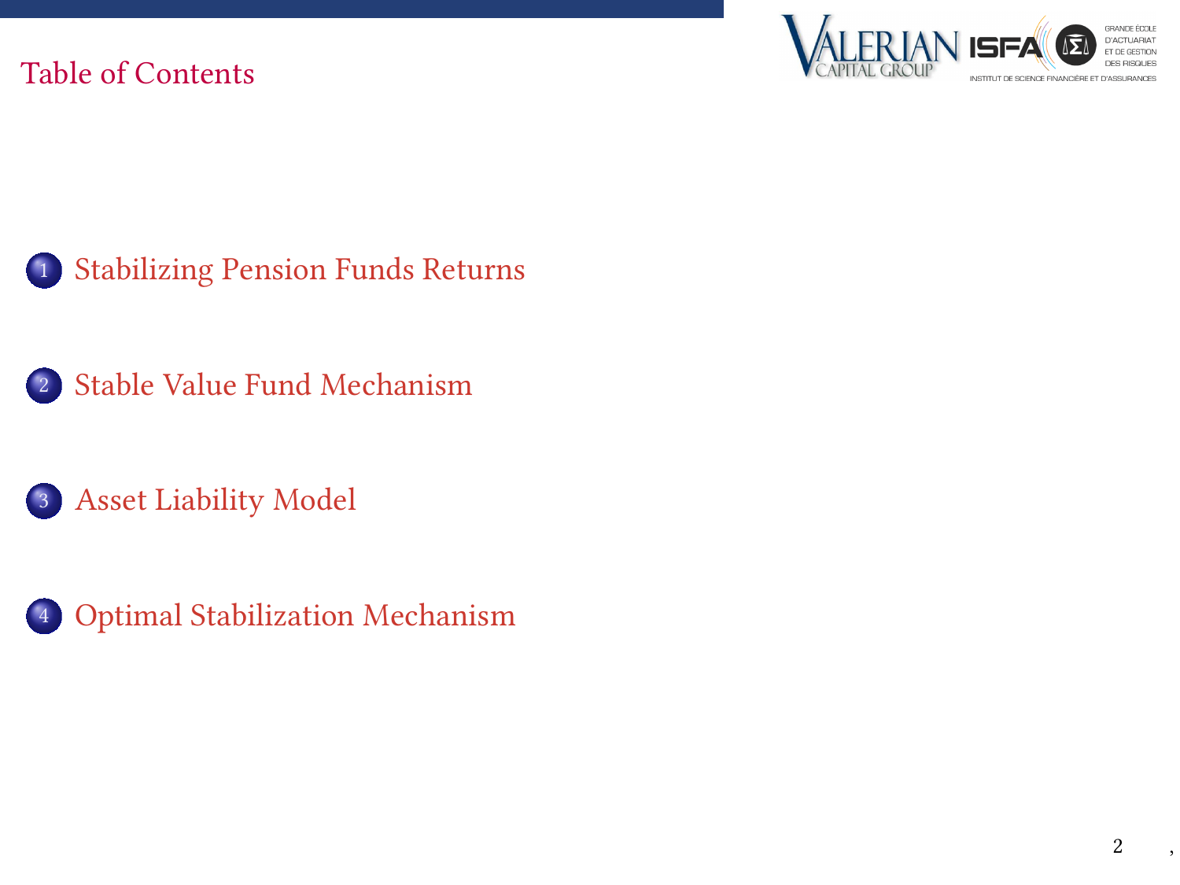# Table of Contents

1. Stabilizing Pension Funds Returns
2. Stable Value Fund Mechanism
3. Asset Liability Model
4. Optimal Stabilization Mechanism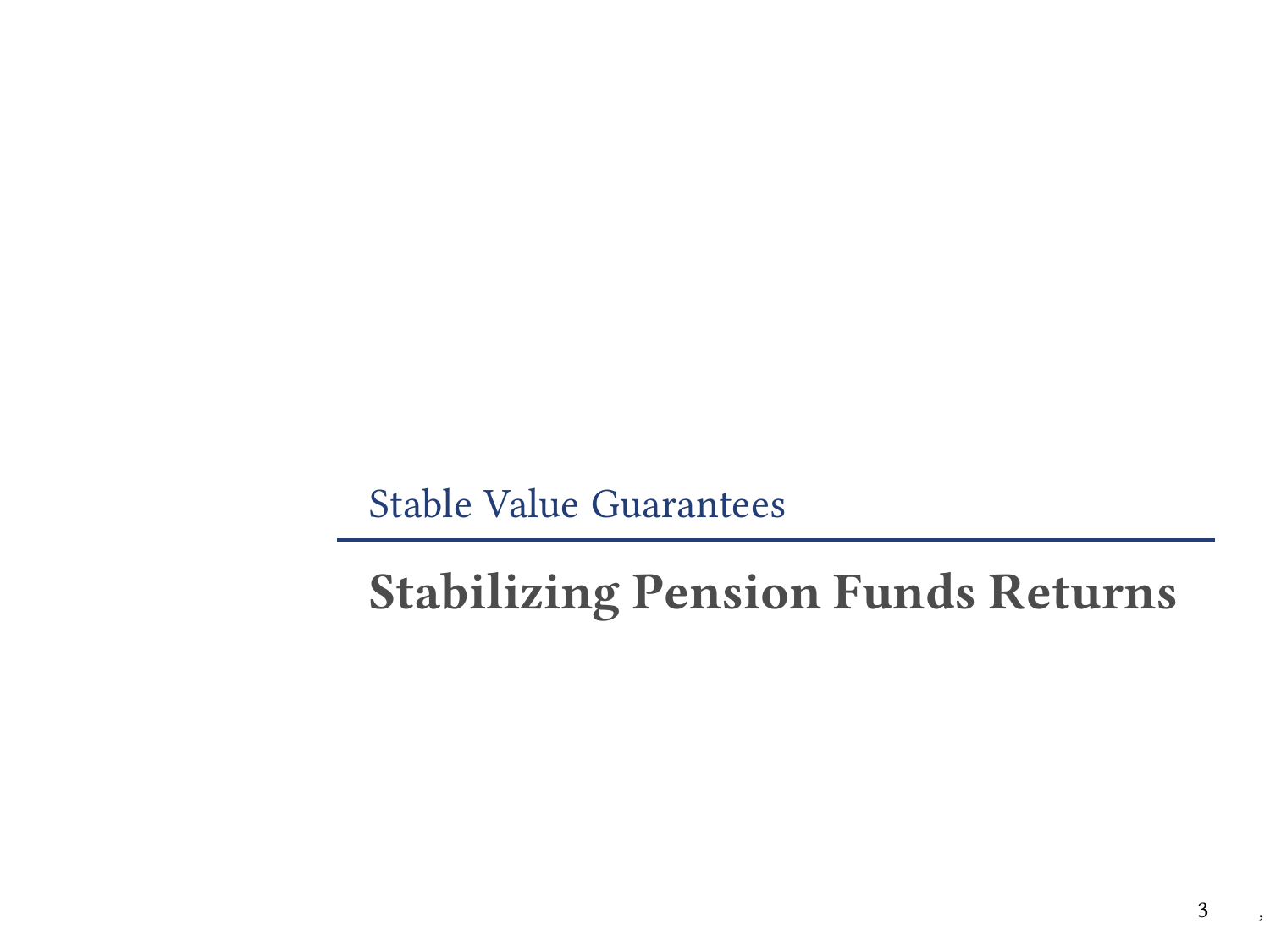Stable Value Guarantees

## Stabilizing Pension Funds Returns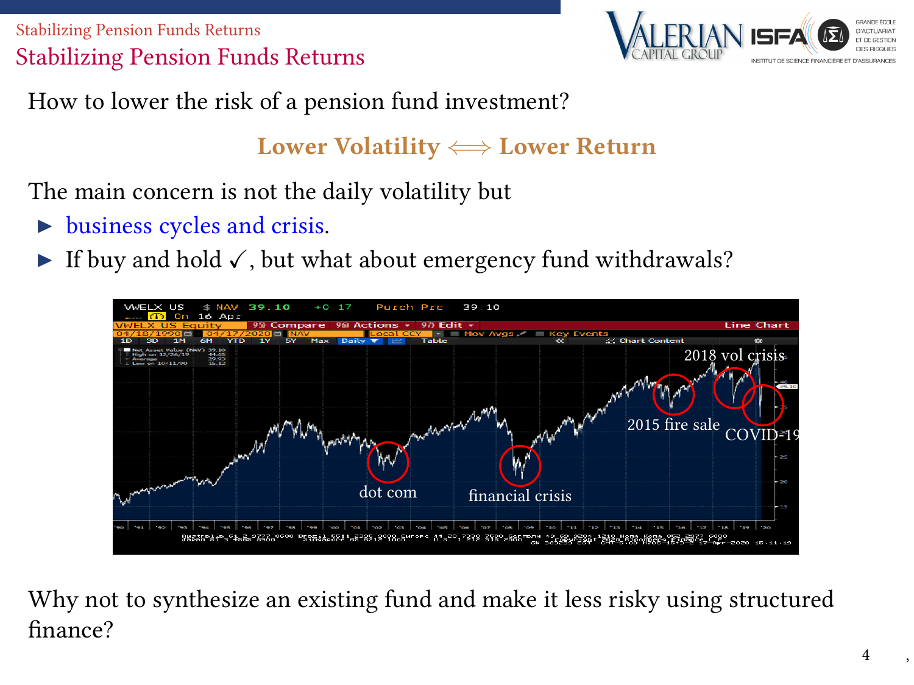## Stabilizing Pension Funds Returns

How to lower the risk of a pension fund investment?

**Lower Volatility $\Longleftrightarrow$ Lower Return**

The main concern is not the daily volatility but

- business cycles and crisis.
- If buy and hold ✓, but what about emergency fund withdrawals?

Why not to synthesize an existing fund and make it less risky using structured finance?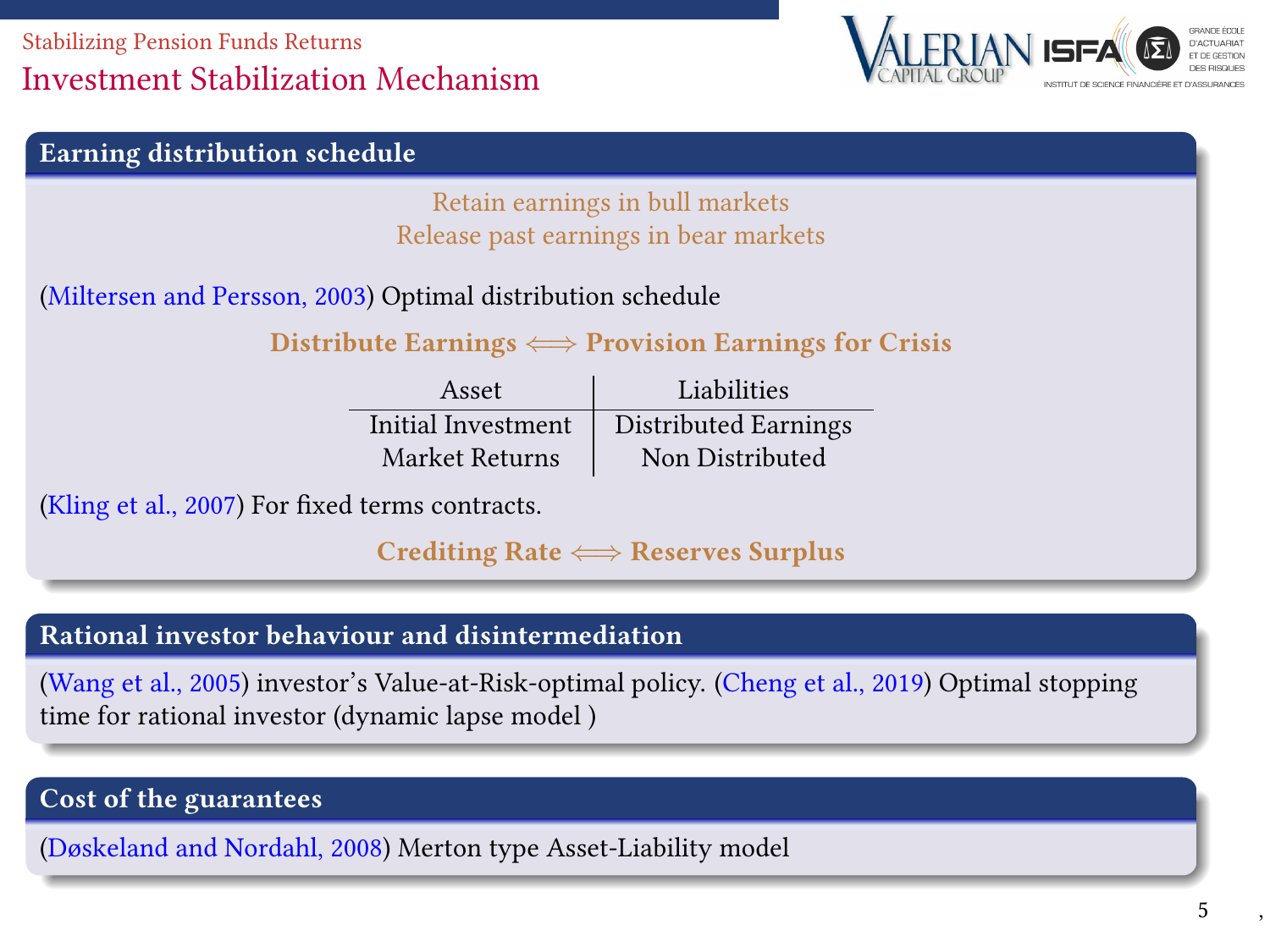# Investment Stabilization Mechanism

## Earning distribution schedule

Retain earnings in bull markets
Release past earnings in bear markets

(Miltersen and Persson, 2003) Optimal distribution schedule

**Distribute Earnings $\Longleftrightarrow$ Provision Earnings for Crisis**

| Asset | Liabilities |
|---|---|
| Initial Investment | Distributed Earnings |
| Market Returns | Non Distributed |

(Kling et al., 2007) For fixed terms contracts.

**Crediting Rate $\Longleftrightarrow$ Reserves Surplus**

## Rational investor behaviour and disintermediation

(Wang et al., 2005) investor's Value-at-Risk-optimal policy. (Cheng et al., 2019) Optimal stopping time for rational investor (dynamic lapse model )

## Cost of the guarantees

(Døskeland and Nordahl, 2008) Merton type Asset-Liability model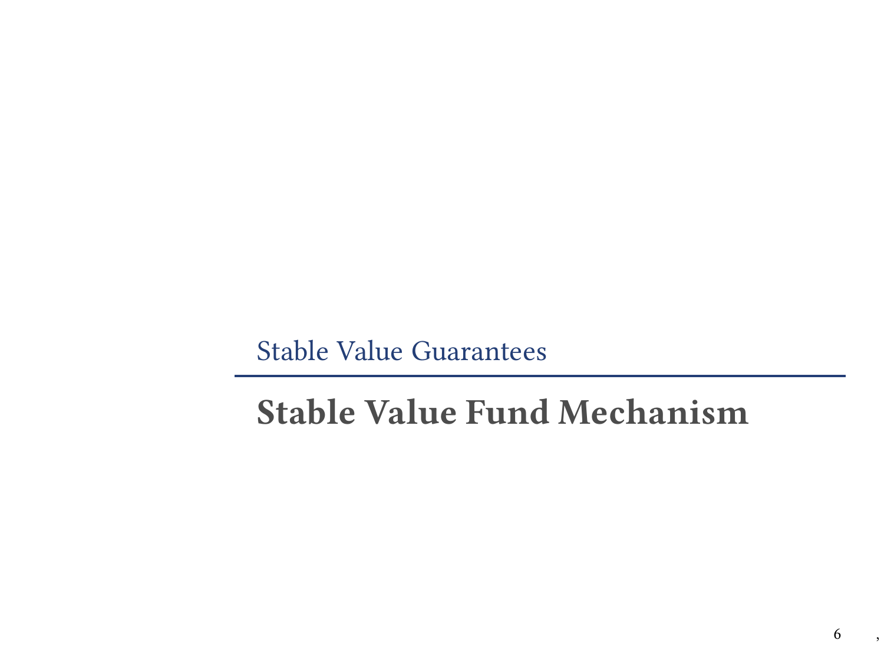Stable Value Guarantees

# Stable Value Fund Mechanism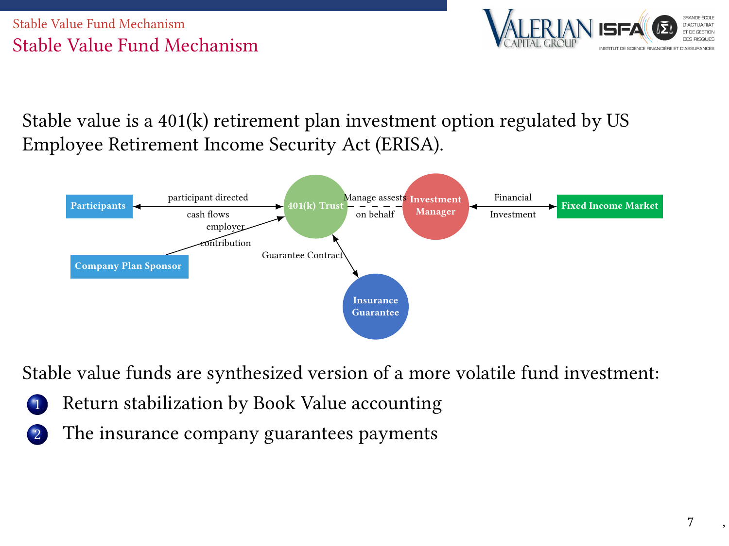# Stable Value Fund Mechanism

Stable value is a 401(k) retirement plan investment option regulated by US Employee Retirement Income Security Act (ERISA).

Participants — participant directed cash flows — 401(k) Trust

Company Plan Sponsor — employer contribution — 401(k) Trust

401(k) Trust — Manage assests on behalf — Investment Manager

Investment Manager — Financial Investment — Fixed Income Market

401(k) Trust — Guarantee Contract — Insurance Guarantee

Stable value funds are synthesized version of a more volatile fund investment:

1. Return stabilization by Book Value accounting
2. The insurance company guarantees payments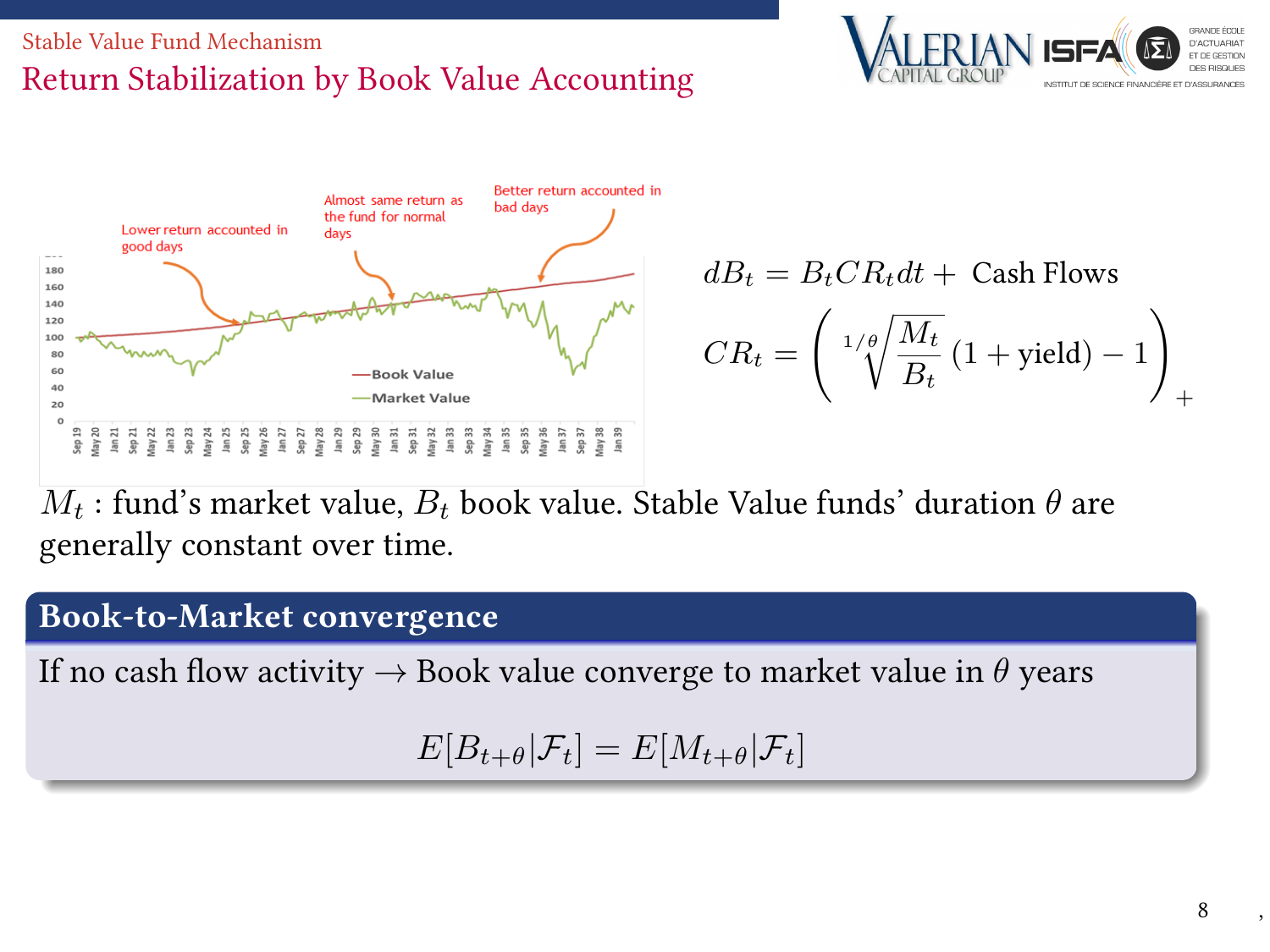Stable Value Fund Mechanism

# Return Stabilization by Book Value Accounting

Lower return accounted in good days

Almost same return as the fund for normal days

Better return accounted in bad days

$$dB_t = B_t CR_t dt + \text{ Cash Flows}$$

$$CR_t = \left( \sqrt[1/\theta]{\frac{M_t}{B_t}} (1 + \text{yield}) - 1 \right)_+$$

$M_t$ : fund's market value, $B_t$ book value. Stable Value funds' duration $\theta$ are generally constant over time.

## Book-to-Market convergence

If no cash flow activity $\rightarrow$ Book value converge to market value in $\theta$ years

$$E[B_{t+\theta}|\mathcal{F}_t] = E[M_{t+\theta}|\mathcal{F}_t]$$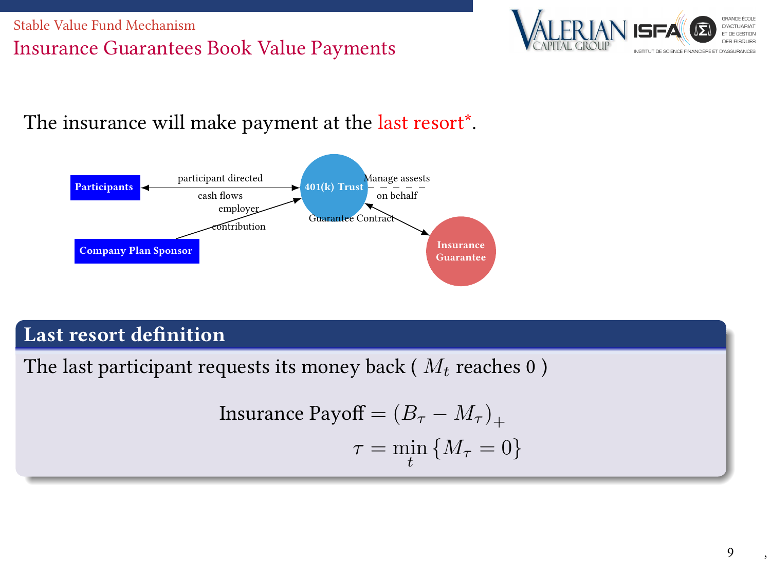## Insurance Guarantees Book Value Payments

The insurance will make payment at the last resort*.

Participants — participant directed cash flows — 401(k) Trust

Company Plan Sponsor — employer contribution — 401(k) Trust

401(k) Trust — Manage assests on behalf

401(k) Trust — Guarantee Contract — Insurance Guarantee

### Last resort definition

The last participant requests its money back ( $M_t$ reaches 0 )

$$\text{Insurance Payoff} = (B_\tau - M_\tau)_+$$

$$\tau = \min_t \{M_\tau = 0\}$$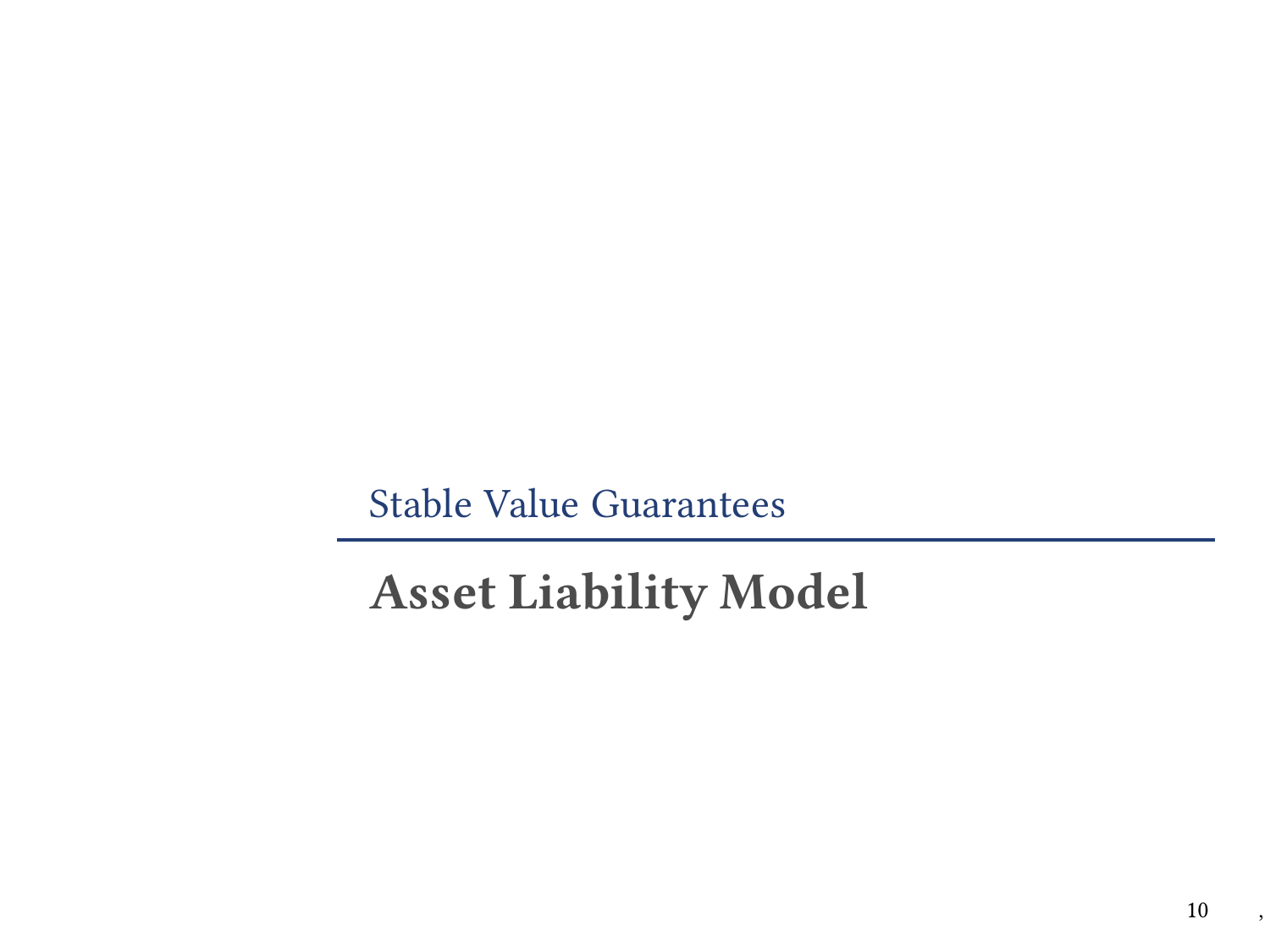Stable Value Guarantees

# Asset Liability Model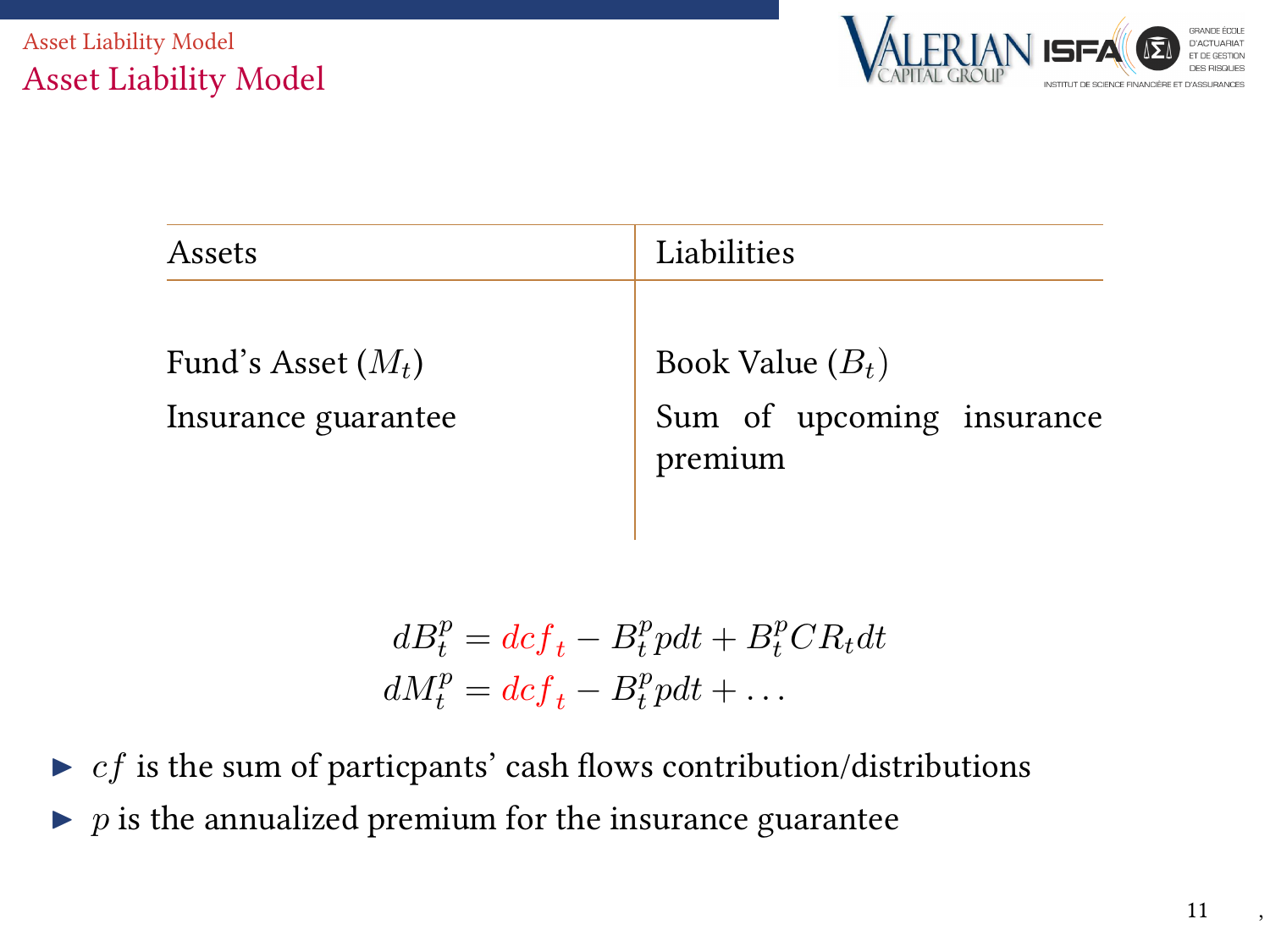# Asset Liability Model

| Assets | Liabilities |
| --- | --- |
| Fund's Asset ($M_t$) | Book Value ($B_t$) |
| Insurance guarantee | Sum of upcoming insurance premium |

$$
\begin{aligned}
dB_t^p &= dcf_t - B_t^p p dt + B_t^p CR_t dt \\
dM_t^p &= dcf_t - B_t^p p dt + \dots
\end{aligned}
$$

- $cf$ is the sum of particpants' cash flows contribution/distributions
- $p$ is the annualized premium for the insurance guarantee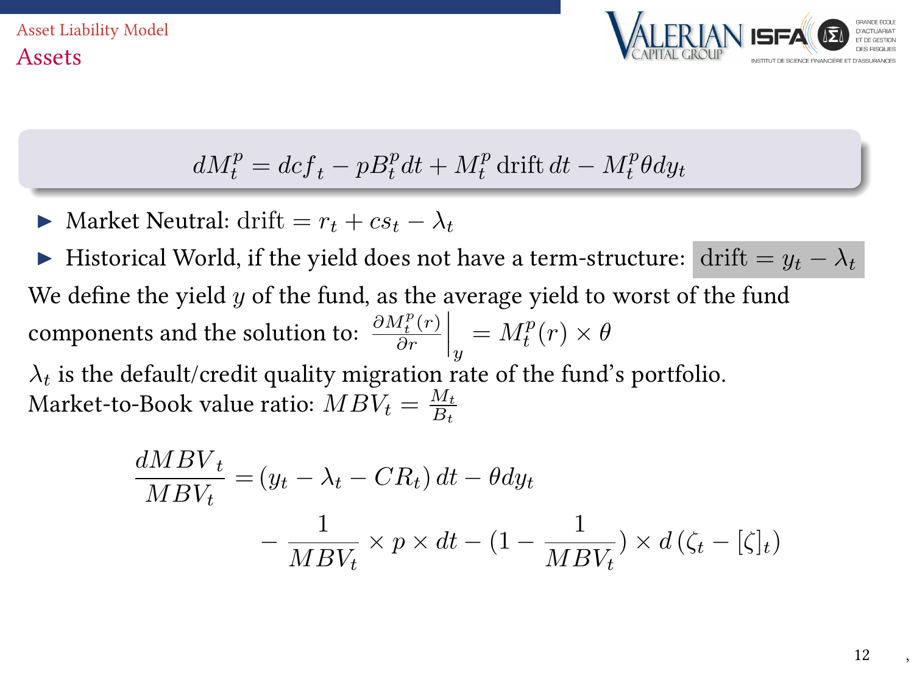## Assets

$$dM_t^p = dcf_t - pB_t^p dt + M_t^p \,\text{drift}\, dt - M_t^p \theta dy_t$$

- Market Neutral: $\text{drift} = r_t + cs_t - \lambda_t$
- Historical World, if the yield does not have a term-structure: $\text{drift} = y_t - \lambda_t$

We define the yield $y$ of the fund, as the average yield to worst of the fund components and the solution to: $\frac{\partial M_t^p(r)}{\partial r}\Big|_y = M_t^p(r) \times \theta$

$\lambda_t$ is the default/credit quality migration rate of the fund's portfolio.
Market-to-Book value ratio: $MBV_t = \frac{M_t}{B_t}$

$$\frac{dMBV_t}{MBV_t} = (y_t - \lambda_t - CR_t)\, dt - \theta dy_t$$
$$- \frac{1}{MBV_t} \times p \times dt - (1 - \frac{1}{MBV_t}) \times d\left(\zeta_t - [\zeta]_t\right)$$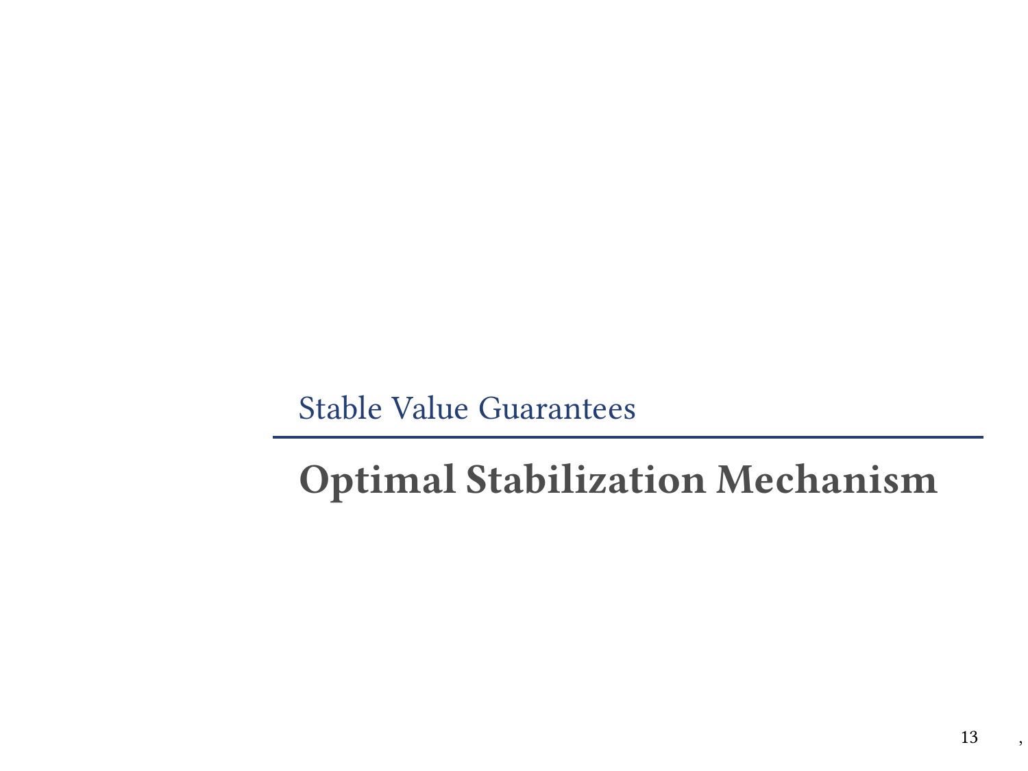Stable Value Guarantees

# Optimal Stabilization Mechanism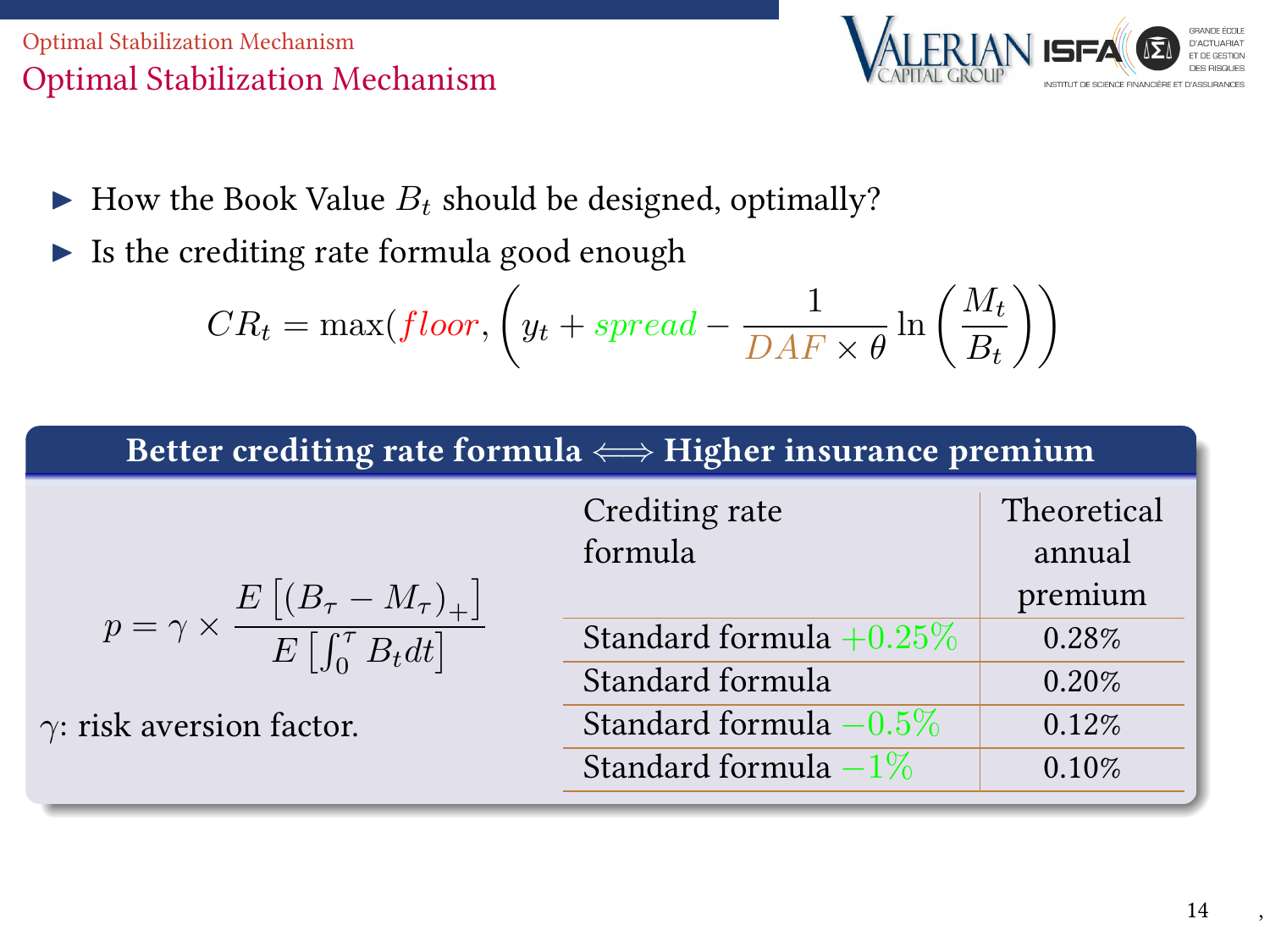# Optimal Stabilization Mechanism

- How the Book Value $B_t$ should be designed, optimally?
- Is the crediting rate formula good enough

$$CR_t = \max\left(floor, \left(y_t + spread - \frac{1}{DAF \times \theta} \ln\left(\frac{M_t}{B_t}\right)\right)\right)$$

**Better crediting rate formula $\Longleftrightarrow$ Higher insurance premium**

$$p = \gamma \times \frac{E\left[(B_\tau - M_\tau)_+\right]}{E\left[\int_0^\tau B_t dt\right]}$$

$\gamma$: risk aversion factor.

| Crediting rate formula | Theoretical annual premium |
|---|---|
| Standard formula $+0.25\%$ | 0.28% |
| Standard formula | 0.20% |
| Standard formula $-0.5\%$ | 0.12% |
| Standard formula $-1\%$ | 0.10% |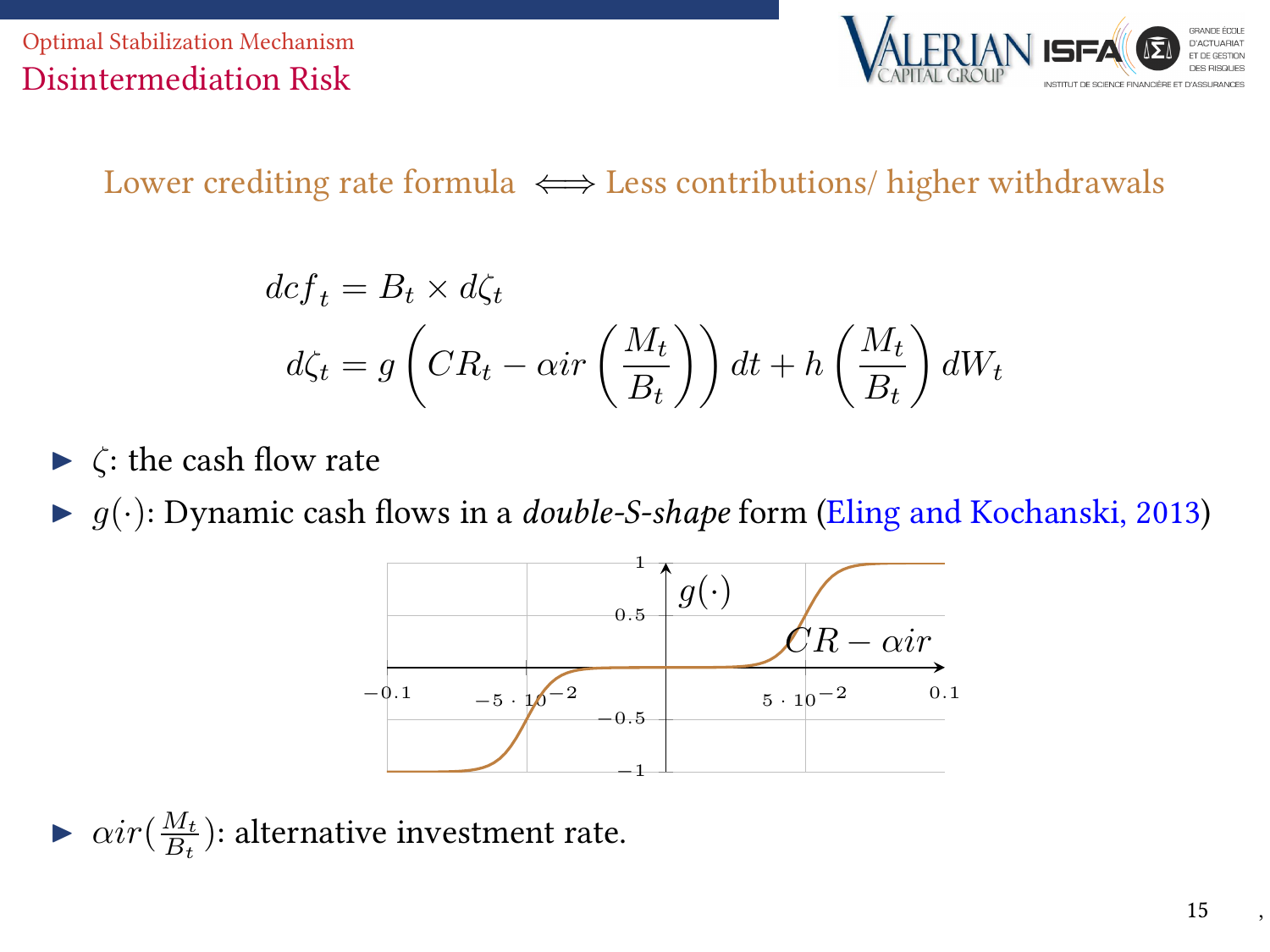Optimal Stabilization Mechanism

## Disintermediation Risk

Lower crediting rate formula $\iff$ Less contributions/ higher withdrawals

$$dcf_t = B_t \times d\zeta_t$$

$$d\zeta_t = g\left(CR_t - \alpha ir\left(\frac{M_t}{B_t}\right)\right)dt + h\left(\frac{M_t}{B_t}\right)dW_t$$

- $\zeta$: the cash flow rate
- $g(\cdot)$: Dynamic cash flows in a *double-S-shape* form (Eling and Kochanski, 2013)
- $\alpha ir(\frac{M_t}{B_t})$: alternative investment rate.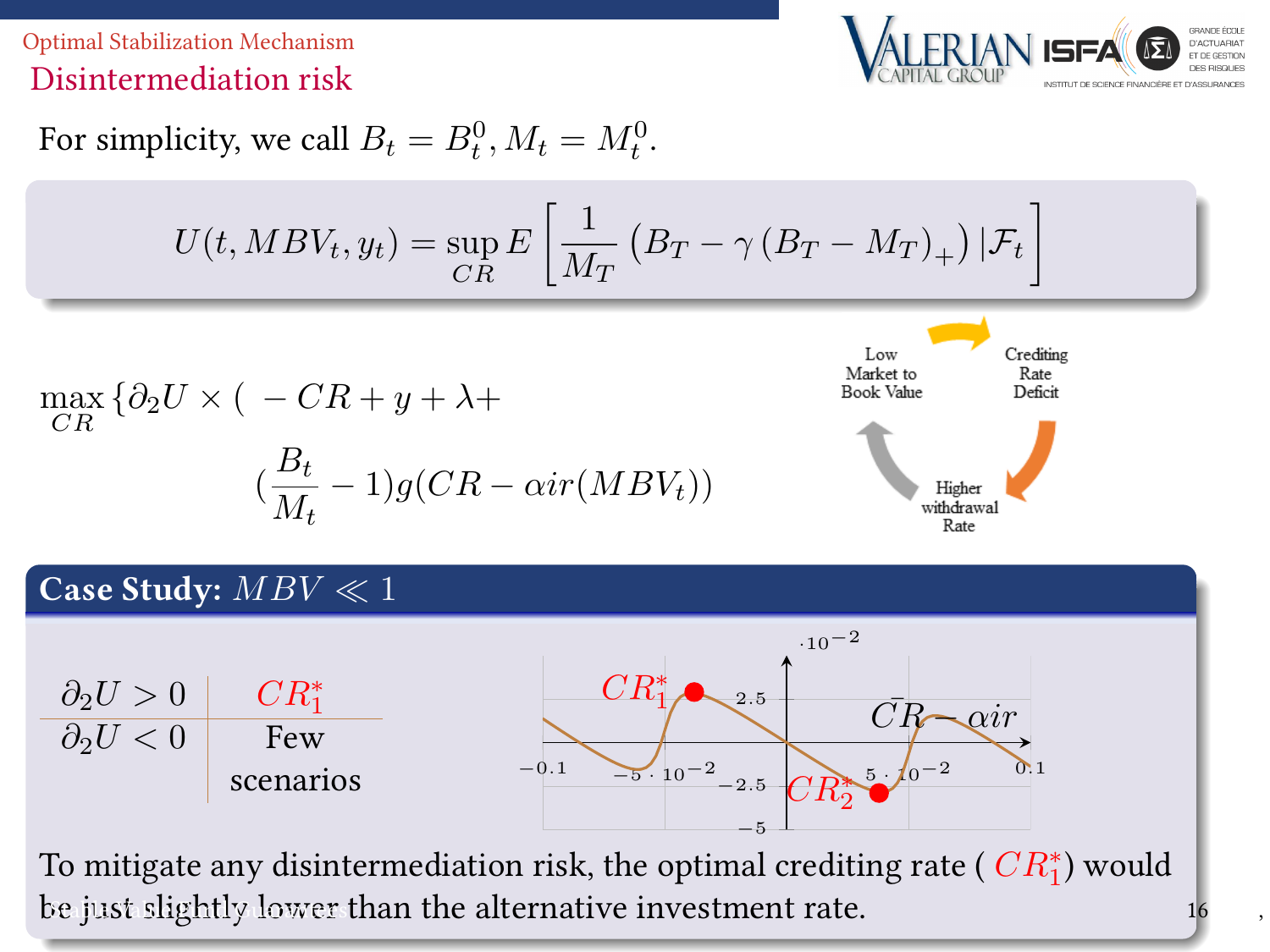## Disintermediation risk

For simplicity, we call $B_t = B_t^0, M_t = M_t^0$.

$$U(t, MBV_t, y_t) = \sup_{CR} E\left[\frac{1}{M_T}\left(B_T - \gamma\left(B_T - M_T\right)_+\right)|\mathcal{F}_t\right]$$

$$\max_{CR}\{\partial_2 U \times ( -CR + y + \lambda + (\frac{B_t}{M_t} - 1)g(CR - \alpha ir(MBV_t))$$

Low Market to Book Value → Crediting Rate Deficit → Higher withdrawal Rate → Low Market to Book Value

### Case Study: $MBV \ll 1$

| $\partial_2 U > 0$ | $CR_1^*$ |
|---|---|
| $\partial_2 U < 0$ | Few scenarios |

To mitigate any disintermediation risk, the optimal crediting rate ( $CR_1^*$) would be just slightly lower than the alternative investment rate.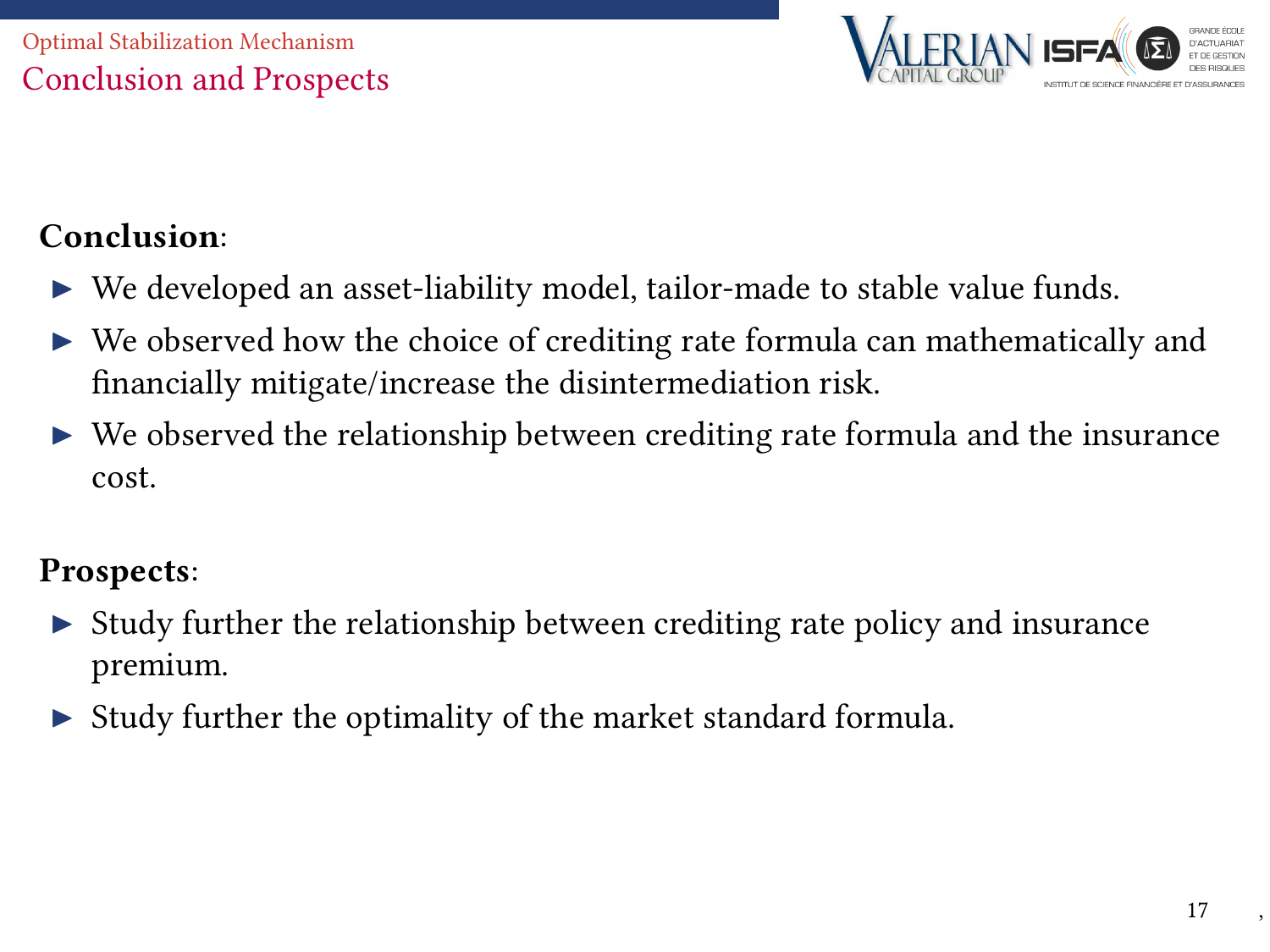## Conclusion and Prospects

**Conclusion**:

- We developed an asset-liability model, tailor-made to stable value funds.
- We observed how the choice of crediting rate formula can mathematically and financially mitigate/increase the disintermediation risk.
- We observed the relationship between crediting rate formula and the insurance cost.

**Prospects**:

- Study further the relationship between crediting rate policy and insurance premium.
- Study further the optimality of the market standard formula.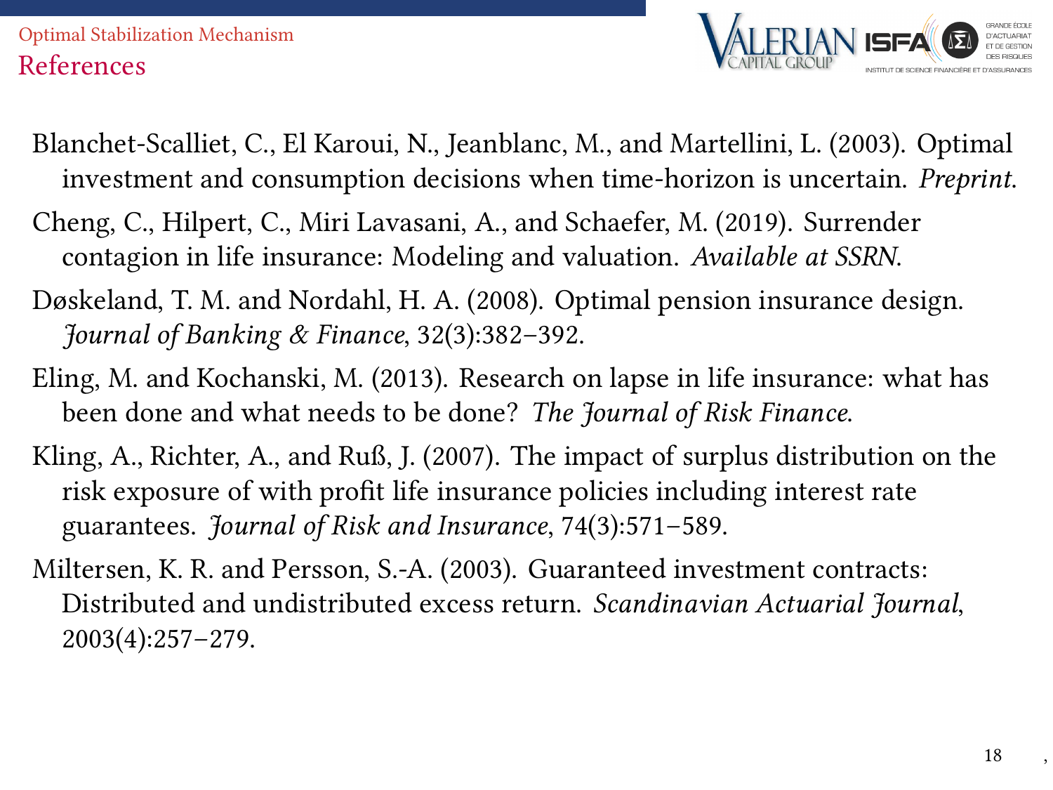## References

Blanchet-Scalliet, C., El Karoui, N., Jeanblanc, M., and Martellini, L. (2003). Optimal investment and consumption decisions when time-horizon is uncertain. *Preprint*.

Cheng, C., Hilpert, C., Miri Lavasani, A., and Schaefer, M. (2019). Surrender contagion in life insurance: Modeling and valuation. *Available at SSRN*.

Døskeland, T. M. and Nordahl, H. A. (2008). Optimal pension insurance design. *Journal of Banking & Finance*, 32(3):382–392.

Eling, M. and Kochanski, M. (2013). Research on lapse in life insurance: what has been done and what needs to be done? *The Journal of Risk Finance*.

Kling, A., Richter, A., and Ruß, J. (2007). The impact of surplus distribution on the risk exposure of with profit life insurance policies including interest rate guarantees. *Journal of Risk and Insurance*, 74(3):571–589.

Miltersen, K. R. and Persson, S.-A. (2003). Guaranteed investment contracts: Distributed and undistributed excess return. *Scandinavian Actuarial Journal*, 2003(4):257–279.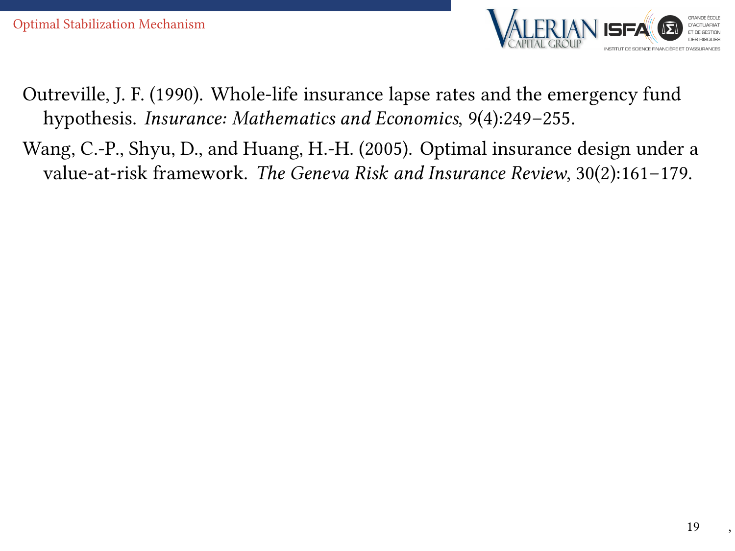Outreville, J. F. (1990). Whole-life insurance lapse rates and the emergency fund hypothesis. *Insurance: Mathematics and Economics*, 9(4):249–255.

Wang, C.-P., Shyu, D., and Huang, H.-H. (2005). Optimal insurance design under a value-at-risk framework. *The Geneva Risk and Insurance Review*, 30(2):161–179.